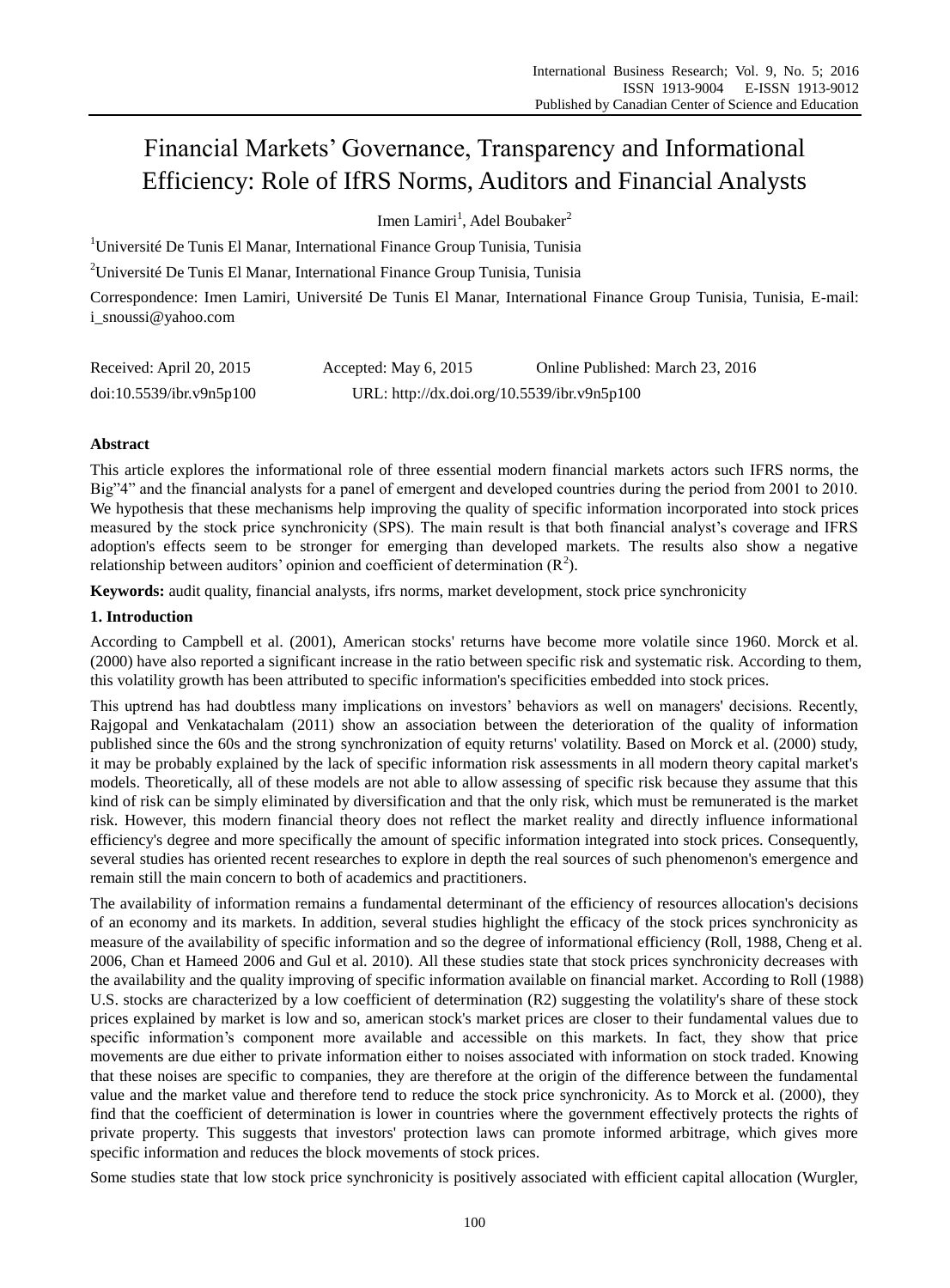# Financial Markets' Governance, Transparency and Informational Efficiency: Role of IfRS Norms, Auditors and Financial Analysts

Imen Lamiri[1], Adel Boubaker[2]

[1]Université De Tunis El Manar, International Finance Group Tunisia, Tunisia

[2]Université De Tunis El Manar, International Finance Group Tunisia, Tunisia

Correspondence: Imen Lamiri, Université De Tunis El Manar, International Finance Group Tunisia, Tunisia, E-mail: i_snoussi@yahoo.com

Received: April 20, 2015 Accepted: May 6, 2015 Online Published: March 23, 2016

doi:10.5539/ibr.v9n5p100 URL: http://dx.doi.org/10.5539/ibr.v9n5p100

## Abstract

This article explores the informational role of three essential modern financial markets actors such IFRS norms, the Big"4" and the financial analysts for a panel of emergent and developed countries during the period from 2001 to 2010. We hypothesis that these mechanisms help improving the quality of specific information incorporated into stock prices measured by the stock price synchronicity (SPS). The main result is that both financial analyst's coverage and IFRS adoption's effects seem to be stronger for emerging than developed markets. The results also show a negative relationship between auditors' opinion and coefficient of determination ($R^2$).

**Keywords:** audit quality, financial analysts, ifrs norms, market development, stock price synchronicity

## 1. Introduction

According to Campbell et al. (2001), American stocks' returns have become more volatile since 1960. Morck et al. (2000) have also reported a significant increase in the ratio between specific risk and systematic risk. According to them, this volatility growth has been attributed to specific information's specificities embedded into stock prices.

This uptrend has had doubtless many implications on investors' behaviors as well on managers' decisions. Recently, Rajgopal and Venkatachalam (2011) show an association between the deterioration of the quality of information published since the 60s and the strong synchronization of equity returns' volatility. Based on Morck et al. (2000) study, it may be probably explained by the lack of specific information risk assessments in all modern theory capital market's models. Theoretically, all of these models are not able to allow assessing of specific risk because they assume that this kind of risk can be simply eliminated by diversification and that the only risk, which must be remunerated is the market risk. However, this modern financial theory does not reflect the market reality and directly influence informational efficiency's degree and more specifically the amount of specific information integrated into stock prices. Consequently, several studies has oriented recent researches to explore in depth the real sources of such phenomenon's emergence and remain still the main concern to both of academics and practitioners.

The availability of information remains a fundamental determinant of the efficiency of resources allocation's decisions of an economy and its markets. In addition, several studies highlight the efficacy of the stock prices synchronicity as measure of the availability of specific information and so the degree of informational efficiency (Roll, 1988, Cheng et al. 2006, Chan et Hameed 2006 and Gul et al. 2010). All these studies state that stock prices synchronicity decreases with the availability and the quality improving of specific information available on financial market. According to Roll (1988) U.S. stocks are characterized by a low coefficient of determination (R2) suggesting the volatility's share of these stock prices explained by market is low and so, american stock's market prices are closer to their fundamental values due to specific information's component more available and accessible on this markets. In fact, they show that price movements are due either to private information either to noises associated with information on stock traded. Knowing that these noises are specific to companies, they are therefore at the origin of the difference between the fundamental value and the market value and therefore tend to reduce the stock price synchronicity. As to Morck et al. (2000), they find that the coefficient of determination is lower in countries where the government effectively protects the rights of private property. This suggests that investors' protection laws can promote informed arbitrage, which gives more specific information and reduces the block movements of stock prices.

Some studies state that low stock price synchronicity is positively associated with efficient capital allocation (Wurgler,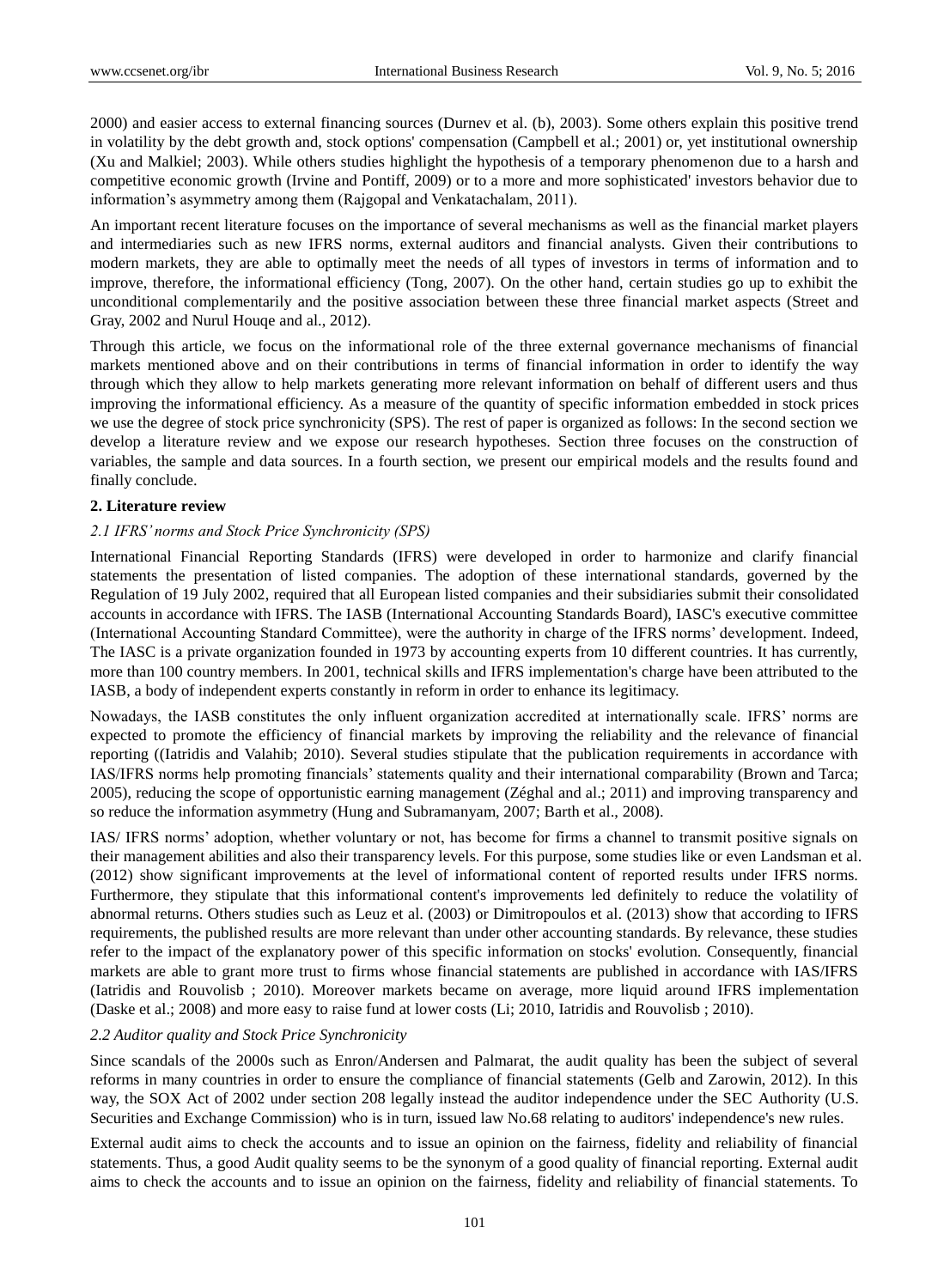2000) and easier access to external financing sources (Durnev et al. (b), 2003). Some others explain this positive trend in volatility by the debt growth and, stock options' compensation (Campbell et al.; 2001) or, yet institutional ownership (Xu and Malkiel; 2003). While others studies highlight the hypothesis of a temporary phenomenon due to a harsh and competitive economic growth (Irvine and Pontiff, 2009) or to a more and more sophisticated' investors behavior due to information's asymmetry among them (Rajgopal and Venkatachalam, 2011).

An important recent literature focuses on the importance of several mechanisms as well as the financial market players and intermediaries such as new IFRS norms, external auditors and financial analysts. Given their contributions to modern markets, they are able to optimally meet the needs of all types of investors in terms of information and to improve, therefore, the informational efficiency (Tong, 2007). On the other hand, certain studies go up to exhibit the unconditional complementarily and the positive association between these three financial market aspects (Street and Gray, 2002 and Nurul Houqe and al., 2012).

Through this article, we focus on the informational role of the three external governance mechanisms of financial markets mentioned above and on their contributions in terms of financial information in order to identify the way through which they allow to help markets generating more relevant information on behalf of different users and thus improving the informational efficiency. As a measure of the quantity of specific information embedded in stock prices we use the degree of stock price synchronicity (SPS). The rest of paper is organized as follows: In the second section we develop a literature review and we expose our research hypotheses. Section three focuses on the construction of variables, the sample and data sources. In a fourth section, we present our empirical models and the results found and finally conclude.

## 2. Literature review

### *2.1 IFRS' norms and Stock Price Synchronicity (SPS)*

International Financial Reporting Standards (IFRS) were developed in order to harmonize and clarify financial statements the presentation of listed companies. The adoption of these international standards, governed by the Regulation of 19 July 2002, required that all European listed companies and their subsidiaries submit their consolidated accounts in accordance with IFRS. The IASB (International Accounting Standards Board), IASC's executive committee (International Accounting Standard Committee), were the authority in charge of the IFRS norms' development. Indeed, The IASC is a private organization founded in 1973 by accounting experts from 10 different countries. It has currently, more than 100 country members. In 2001, technical skills and IFRS implementation's charge have been attributed to the IASB, a body of independent experts constantly in reform in order to enhance its legitimacy.

Nowadays, the IASB constitutes the only influent organization accredited at internationally scale. IFRS' norms are expected to promote the efficiency of financial markets by improving the reliability and the relevance of financial reporting ((Iatridis and Valahib; 2010). Several studies stipulate that the publication requirements in accordance with IAS/IFRS norms help promoting financials' statements quality and their international comparability (Brown and Tarca; 2005), reducing the scope of opportunistic earning management (Zéghal and al.; 2011) and improving transparency and so reduce the information asymmetry (Hung and Subramanyam, 2007; Barth et al., 2008).

IAS/ IFRS norms' adoption, whether voluntary or not, has become for firms a channel to transmit positive signals on their management abilities and also their transparency levels. For this purpose, some studies like or even Landsman et al. (2012) show significant improvements at the level of informational content of reported results under IFRS norms. Furthermore, they stipulate that this informational content's improvements led definitely to reduce the volatility of abnormal returns. Others studies such as Leuz et al. (2003) or Dimitropoulos et al. (2013) show that according to IFRS requirements, the published results are more relevant than under other accounting standards. By relevance, these studies refer to the impact of the explanatory power of this specific information on stocks' evolution. Consequently, financial markets are able to grant more trust to firms whose financial statements are published in accordance with IAS/IFRS (Iatridis and Rouvolisb ; 2010). Moreover markets became on average, more liquid around IFRS implementation (Daske et al.; 2008) and more easy to raise fund at lower costs (Li; 2010, Iatridis and Rouvolisb ; 2010).

### *2.2 Auditor quality and Stock Price Synchronicity*

Since scandals of the 2000s such as Enron/Andersen and Palmarat, the audit quality has been the subject of several reforms in many countries in order to ensure the compliance of financial statements (Gelb and Zarowin, 2012). In this way, the SOX Act of 2002 under section 208 legally instead the auditor independence under the SEC Authority (U.S. Securities and Exchange Commission) who is in turn, issued law No.68 relating to auditors' independence's new rules.

External audit aims to check the accounts and to issue an opinion on the fairness, fidelity and reliability of financial statements. Thus, a good Audit quality seems to be the synonym of a good quality of financial reporting. External audit aims to check the accounts and to issue an opinion on the fairness, fidelity and reliability of financial statements. To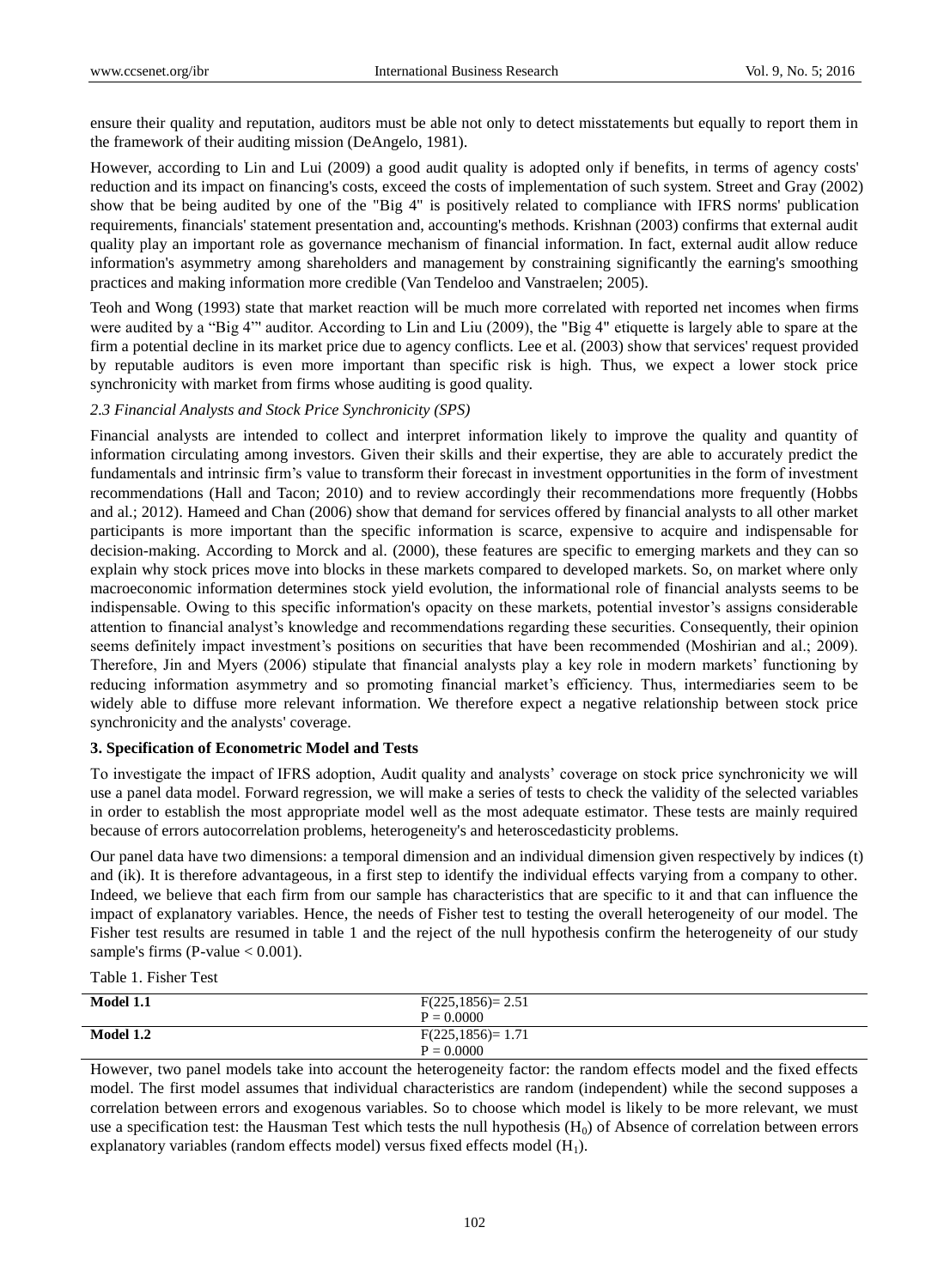ensure their quality and reputation, auditors must be able not only to detect misstatements but equally to report them in the framework of their auditing mission (DeAngelo, 1981).

However, according to Lin and Lui (2009) a good audit quality is adopted only if benefits, in terms of agency costs' reduction and its impact on financing's costs, exceed the costs of implementation of such system. Street and Gray (2002) show that be being audited by one of the "Big 4" is positively related to compliance with IFRS norms' publication requirements, financials' statement presentation and, accounting's methods. Krishnan (2003) confirms that external audit quality play an important role as governance mechanism of financial information. In fact, external audit allow reduce information's asymmetry among shareholders and management by constraining significantly the earning's smoothing practices and making information more credible (Van Tendeloo and Vanstraelen; 2005).

Teoh and Wong (1993) state that market reaction will be much more correlated with reported net incomes when firms were audited by a "Big 4"' auditor. According to Lin and Liu (2009), the "Big 4" etiquette is largely able to spare at the firm a potential decline in its market price due to agency conflicts. Lee et al. (2003) show that services' request provided by reputable auditors is even more important than specific risk is high. Thus, we expect a lower stock price synchronicity with market from firms whose auditing is good quality.

### *2.3 Financial Analysts and Stock Price Synchronicity (SPS)*

Financial analysts are intended to collect and interpret information likely to improve the quality and quantity of information circulating among investors. Given their skills and their expertise, they are able to accurately predict the fundamentals and intrinsic firm's value to transform their forecast in investment opportunities in the form of investment recommendations (Hall and Tacon; 2010) and to review accordingly their recommendations more frequently (Hobbs and al.; 2012). Hameed and Chan (2006) show that demand for services offered by financial analysts to all other market participants is more important than the specific information is scarce, expensive to acquire and indispensable for decision-making. According to Morck and al. (2000), these features are specific to emerging markets and they can so explain why stock prices move into blocks in these markets compared to developed markets. So, on market where only macroeconomic information determines stock yield evolution, the informational role of financial analysts seems to be indispensable. Owing to this specific information's opacity on these markets, potential investor's assigns considerable attention to financial analyst's knowledge and recommendations regarding these securities. Consequently, their opinion seems definitely impact investment's positions on securities that have been recommended (Moshirian and al.; 2009). Therefore, Jin and Myers (2006) stipulate that financial analysts play a key role in modern markets' functioning by reducing information asymmetry and so promoting financial market's efficiency. Thus, intermediaries seem to be widely able to diffuse more relevant information. We therefore expect a negative relationship between stock price synchronicity and the analysts' coverage.

## 3. Specification of Econometric Model and Tests

To investigate the impact of IFRS adoption, Audit quality and analysts' coverage on stock price synchronicity we will use a panel data model. Forward regression, we will make a series of tests to check the validity of the selected variables in order to establish the most appropriate model well as the most adequate estimator. These tests are mainly required because of errors autocorrelation problems, heterogeneity's and heteroscedasticity problems.

Our panel data have two dimensions: a temporal dimension and an individual dimension given respectively by indices (t) and (ik). It is therefore advantageous, in a first step to identify the individual effects varying from a company to other. Indeed, we believe that each firm from our sample has characteristics that are specific to it and that can influence the impact of explanatory variables. Hence, the needs of Fisher test to testing the overall heterogeneity of our model. The Fisher test results are resumed in table 1 and the reject of the null hypothesis confirm the heterogeneity of our study sample's firms (P-value < 0.001).

Table 1. Fisher Test

| | |
|---|---|
| **Model 1.1** | $F(225,1856) = 2.51$<br>$P = 0.0000$ |
| **Model 1.2** | $F(225,1856) = 1.71$<br>$P = 0.0000$ |

However, two panel models take into account the heterogeneity factor: the random effects model and the fixed effects model. The first model assumes that individual characteristics are random (independent) while the second supposes a correlation between errors and exogenous variables. So to choose which model is likely to be more relevant, we must use a specification test: the Hausman Test which tests the null hypothesis ($H_0$) of Absence of correlation between errors explanatory variables (random effects model) versus fixed effects model ($H_1$).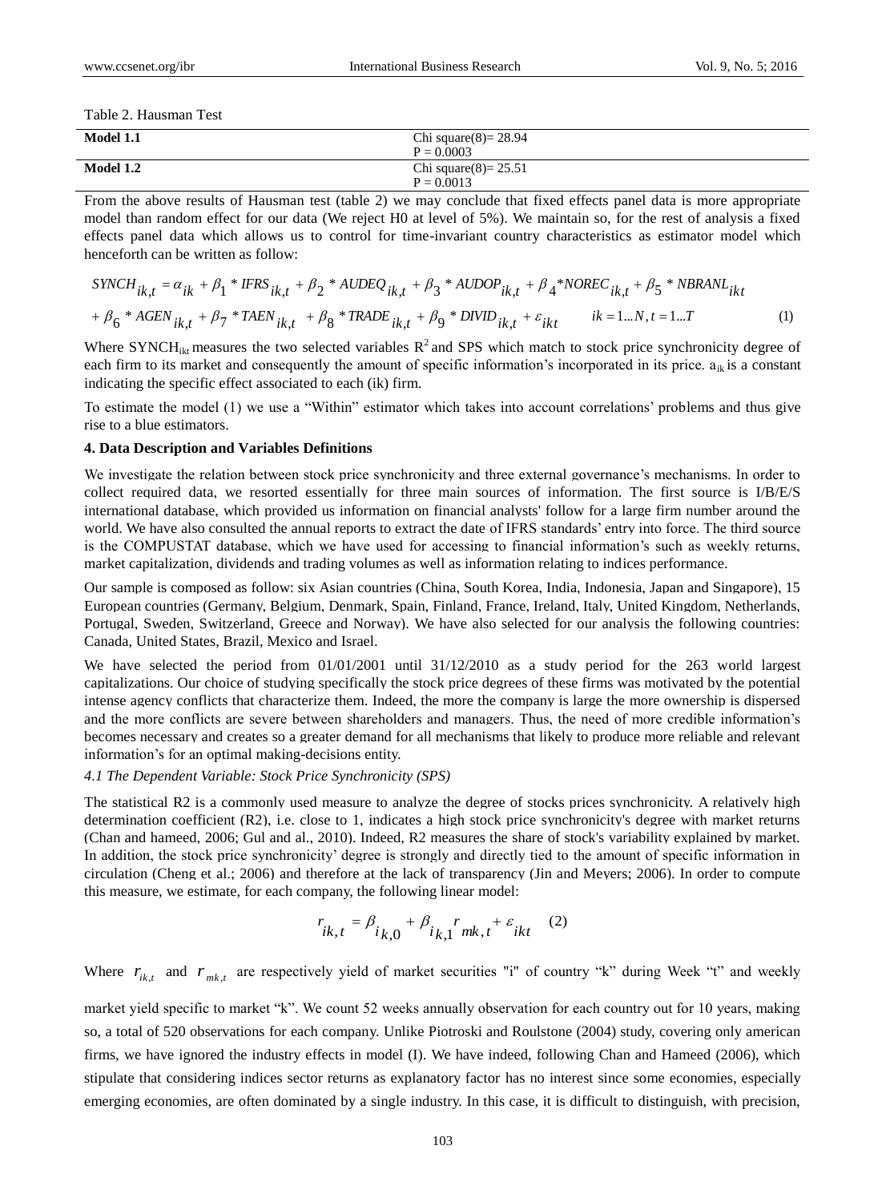Table 2. Hausman Test

| | |
|---|---|
| **Model 1.1** | Chi square(8)= 28.94<br>P = 0.0003 |
| **Model 1.2** | Chi square(8)= 25.51<br>P = 0.0013 |

From the above results of Hausman test (table 2) we may conclude that fixed effects panel data is more appropriate model than random effect for our data (We reject H0 at level of 5%). We maintain so, for the rest of analysis a fixed effects panel data which allows us to control for time-invariant country characteristics as estimator model which henceforth can be written as follow:

$$SYNCH_{ik,t} = \alpha_{ik} + \beta_1 * IFRS_{ik,t} + \beta_2 * AUDEQ_{ik,t} + \beta_3 * AUDOP_{ik,t} + \beta_4 * NOREC_{ik,t} + \beta_5 * NBRANL_{ikt} + \beta_6 * AGEN_{ik,t} + \beta_7 * TAEN_{ik,t} + \beta_8 * TRADE_{ik,t} + \beta_9 * DIVID_{ik,t} + \varepsilon_{ikt} \quad ik = 1...N, t = 1...T \tag{1}$$

Where $SYNCH_{ikt}$ measures the two selected variables $R^2$ and SPS which match to stock price synchronicity degree of each firm to its market and consequently the amount of specific information's incorporated in its price. $a_{ik}$ is a constant indicating the specific effect associated to each (ik) firm.

To estimate the model (1) we use a "Within" estimator which takes into account correlations' problems and thus give rise to a blue estimators.

### 4. Data Description and Variables Definitions

We investigate the relation between stock price synchronicity and three external governance's mechanisms. In order to collect required data, we resorted essentially for three main sources of information. The first source is I/B/E/S international database, which provided us information on financial analysts' follow for a large firm number around the world. We have also consulted the annual reports to extract the date of IFRS standards' entry into force. The third source is the COMPUSTAT database, which we have used for accessing to financial information's such as weekly returns, market capitalization, dividends and trading volumes as well as information relating to indices performance.

Our sample is composed as follow: six Asian countries (China, South Korea, India, Indonesia, Japan and Singapore), 15 European countries (Germany, Belgium, Denmark, Spain, Finland, France, Ireland, Italy, United Kingdom, Netherlands, Portugal, Sweden, Switzerland, Greece and Norway). We have also selected for our analysis the following countries: Canada, United States, Brazil, Mexico and Israel.

We have selected the period from 01/01/2001 until 31/12/2010 as a study period for the 263 world largest capitalizations. Our choice of studying specifically the stock price degrees of these firms was motivated by the potential intense agency conflicts that characterize them. Indeed, the more the company is large the more ownership is dispersed and the more conflicts are severe between shareholders and managers. Thus, the need of more credible information's becomes necessary and creates so a greater demand for all mechanisms that likely to produce more reliable and relevant information's for an optimal making-decisions entity.

#### *4.1 The Dependent Variable: Stock Price Synchronicity (SPS)*

The statistical R2 is a commonly used measure to analyze the degree of stocks prices synchronicity. A relatively high determination coefficient (R2), i.e. close to 1, indicates a high stock price synchronicity's degree with market returns (Chan and hameed, 2006; Gul and al., 2010). Indeed, R2 measures the share of stock's variability explained by market. In addition, the stock price synchronicity' degree is strongly and directly tied to the amount of specific information in circulation (Cheng et al.; 2006) and therefore at the lack of transparency (Jin and Meyers; 2006). In order to compute this measure, we estimate, for each company, the following linear model:

$$r_{ik,t} = \beta_{ik,0} + \beta_{ik,1} r_{mk,t} + \varepsilon_{ikt} \tag{2}$$

Where $r_{ik,t}$ and $r_{mk,t}$ are respectively yield of market securities "i" of country "k" during Week "t" and weekly market yield specific to market "k". We count 52 weeks annually observation for each country out for 10 years, making so, a total of 520 observations for each company. Unlike Piotroski and Roulstone (2004) study, covering only american firms, we have ignored the industry effects in model (I). We have indeed, following Chan and Hameed (2006), which stipulate that considering indices sector returns as explanatory factor has no interest since some economies, especially emerging economies, are often dominated by a single industry. In this case, it is difficult to distinguish, with precision,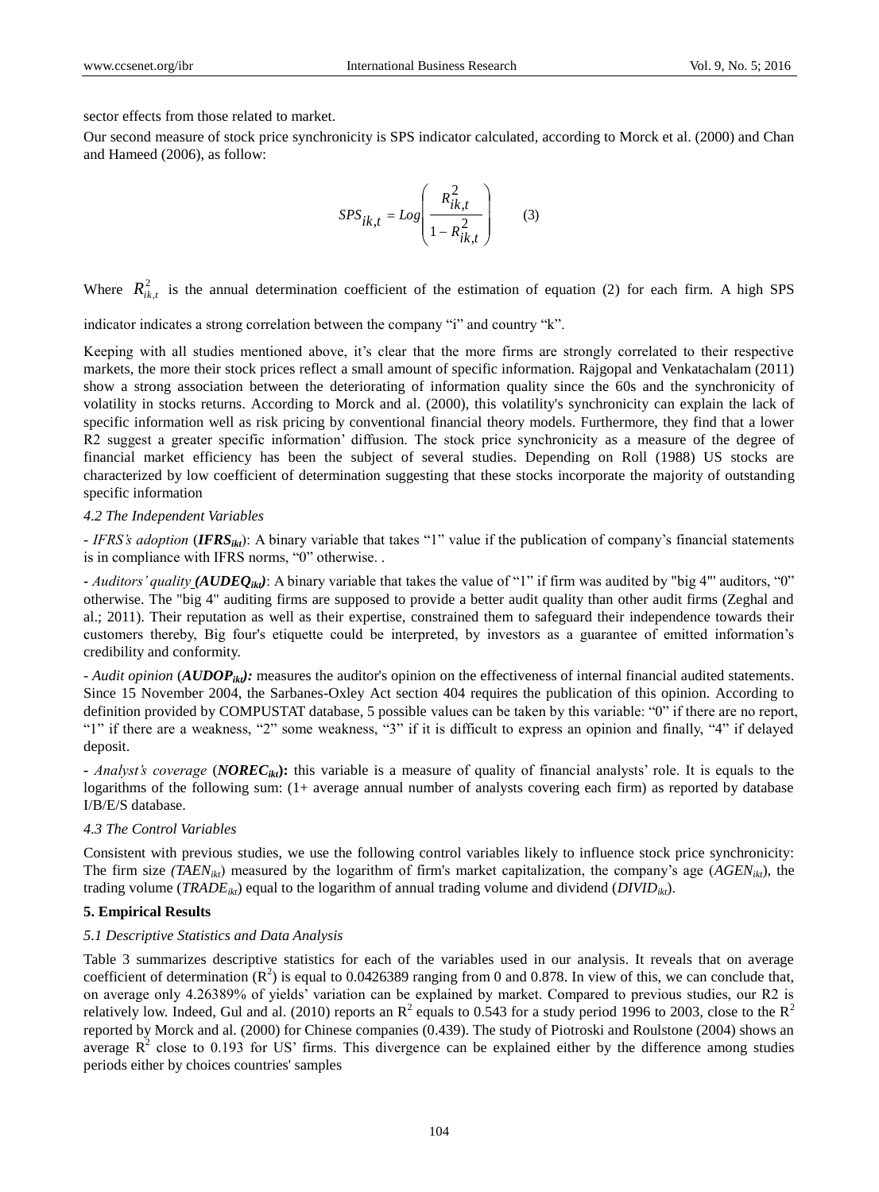sector effects from those related to market.

Our second measure of stock price synchronicity is SPS indicator calculated, according to Morck et al. (2000) and Chan and Hameed (2006), as follow:

$$SPS_{ik,t} = Log\left(\frac{R^2_{ik,t}}{1 - R^2_{ik,t}}\right) \qquad (3)$$

Where $R^2_{ik,t}$ is the annual determination coefficient of the estimation of equation (2) for each firm. A high SPS indicator indicates a strong correlation between the company "i" and country "k".

Keeping with all studies mentioned above, it's clear that the more firms are strongly correlated to their respective markets, the more their stock prices reflect a small amount of specific information. Rajgopal and Venkatachalam (2011) show a strong association between the deteriorating of information quality since the 60s and the synchronicity of volatility in stocks returns. According to Morck and al. (2000), this volatility's synchronicity can explain the lack of specific information well as risk pricing by conventional financial theory models. Furthermore, they find that a lower R2 suggest a greater specific information' diffusion. The stock price synchronicity as a measure of the degree of financial market efficiency has been the subject of several studies. Depending on Roll (1988) US stocks are characterized by low coefficient of determination suggesting that these stocks incorporate the majority of outstanding specific information

### *4.2 The Independent Variables*

- *IFRS's adoption* (***IFRS***$_{ikt}$): A binary variable that takes "1" value if the publication of company's financial statements is in compliance with IFRS norms, "0" otherwise. .

- *Auditors' quality* (***AUDEQ***$_{ikt}$): A binary variable that takes the value of "1" if firm was audited by "big 4"' auditors, "0" otherwise. The "big 4" auditing firms are supposed to provide a better audit quality than other audit firms (Zeghal and al.; 2011). Their reputation as well as their expertise, constrained them to safeguard their independence towards their customers thereby, Big four's etiquette could be interpreted, by investors as a guarantee of emitted information's credibility and conformity.

- *Audit opinion* (***AUDOP***$_{ikt}$)*:* measures the auditor's opinion on the effectiveness of internal financial audited statements. Since 15 November 2004, the Sarbanes-Oxley Act section 404 requires the publication of this opinion. According to definition provided by COMPUSTAT database, 5 possible values can be taken by this variable: "0" if there are no report, "1" if there are a weakness, "2" some weakness, "3" if it is difficult to express an opinion and finally, "4" if delayed deposit.

- *Analyst's coverage* (***NOREC***$_{ikt}$)**:** this variable is a measure of quality of financial analysts' role. It is equals to the logarithms of the following sum: (1+ average annual number of analysts covering each firm) as reported by database I/B/E/S database.

### *4.3 The Control Variables*

Consistent with previous studies, we use the following control variables likely to influence stock price synchronicity: The firm size (*TAEN*$_{ikt}$) measured by the logarithm of firm's market capitalization, the company's age (*AGEN*$_{ikt}$), the trading volume (*TRADE*$_{ikt}$) equal to the logarithm of annual trading volume and dividend (*DIVID*$_{ikt}$).

## 5. Empirical Results

### *5.1 Descriptive Statistics and Data Analysis*

Table 3 summarizes descriptive statistics for each of the variables used in our analysis. It reveals that on average coefficient of determination ($R^2$) is equal to 0.0426389 ranging from 0 and 0.878. In view of this, we can conclude that, on average only 4.26389% of yields' variation can be explained by market. Compared to previous studies, our R2 is relatively low. Indeed, Gul and al. (2010) reports an $R^2$ equals to 0.543 for a study period 1996 to 2003, close to the $R^2$ reported by Morck and al. (2000) for Chinese companies (0.439). The study of Piotroski and Roulstone (2004) shows an average $R^2$ close to 0.193 for US' firms. This divergence can be explained either by the difference among studies periods either by choices countries' samples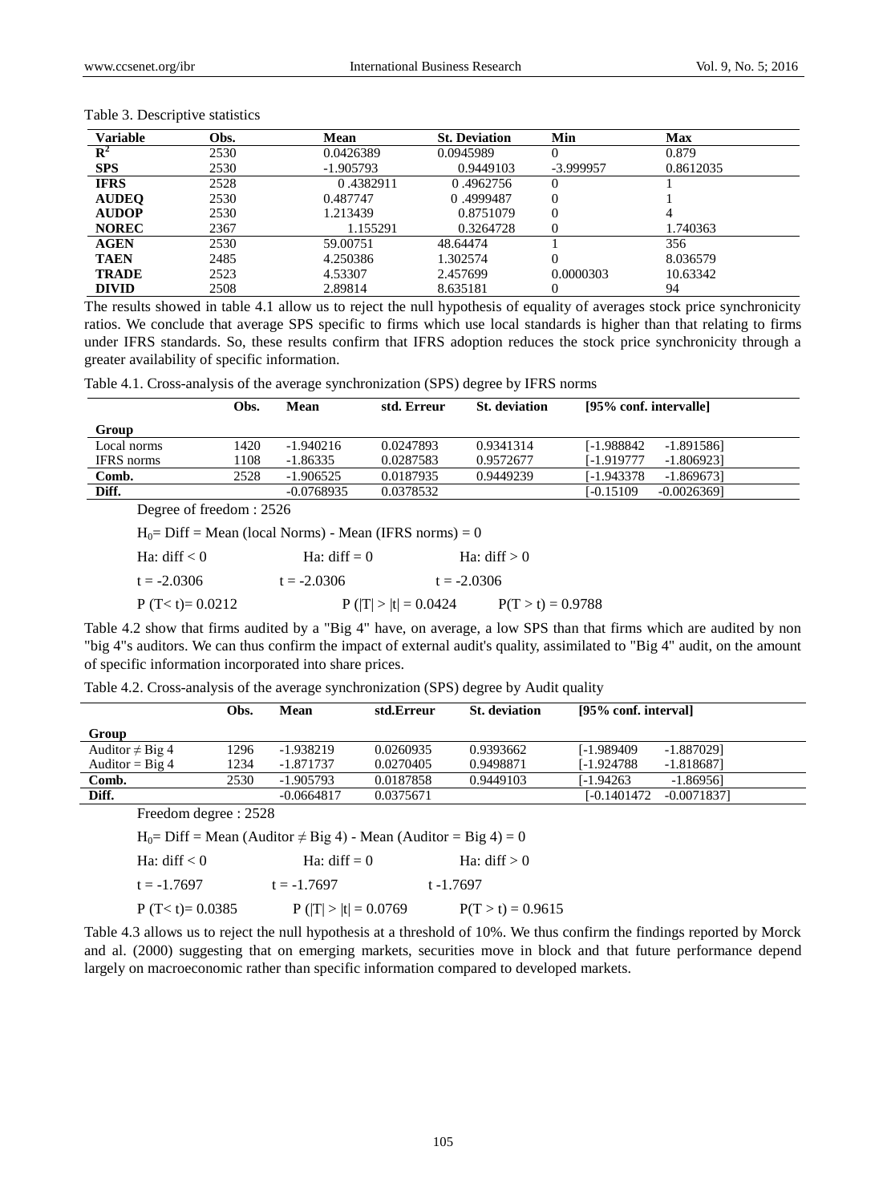Table 3. Descriptive statistics

| Variable | Obs. | Mean | St. Deviation | Min | Max |
|---|---|---|---|---|---|
| $R^2$ | 2530 | 0.0426389 | 0.0945989 | 0 | 0.879 |
| SPS | 2530 | -1.905793 | 0.9449103 | -3.999957 | 0.8612035 |
| IFRS | 2528 | 0 .4382911 | 0 .4962756 | 0 | 1 |
| AUDEQ | 2530 | 0.487747 | 0 .4999487 | 0 | 1 |
| AUDOP | 2530 | 1.213439 | 0.8751079 | 0 | 4 |
| NOREC | 2367 | 1.155291 | 0.3264728 | 0 | 1.740363 |
| AGEN | 2530 | 59.00751 | 48.64474 | 1 | 356 |
| TAEN | 2485 | 4.250386 | 1.302574 | 0 | 8.036579 |
| TRADE | 2523 | 4.53307 | 2.457699 | 0.0000303 | 10.63342 |
| DIVID | 2508 | 2.89814 | 8.635181 | 0 | 94 |

The results showed in table 4.1 allow us to reject the null hypothesis of equality of averages stock price synchronicity ratios. We conclude that average SPS specific to firms which use local standards is higher than that relating to firms under IFRS standards. So, these results confirm that IFRS adoption reduces the stock price synchronicity through a greater availability of specific information.

Table 4.1. Cross-analysis of the average synchronization (SPS) degree by IFRS norms

| Group | Obs. | Mean | std. Erreur | St. deviation | [95% conf. intervalle] | |
|---|---|---|---|---|---|---|
| Local norms | 1420 | -1.940216 | 0.0247893 | 0.9341314 | [-1.988842 | -1.891586] |
| IFRS norms | 1108 | -1.86335 | 0.0287583 | 0.9572677 | [-1.919777 | -1.806923] |
| Comb. | 2528 | -1.906525 | 0.0187935 | 0.9449239 | [-1.943378 | -1.869673] |
| Diff. | | -0.0768935 | 0.0378532 | | [-0.15109 | -0.0026369] |

Degree of freedom : 2526

$H_0$= Diff = Mean (local Norms) - Mean (IFRS norms) = 0

| Ha: diff < 0 | Ha: diff = 0 | Ha: diff > 0 |
|---|---|---|
| t = -2.0306 | t = -2.0306 | t = -2.0306 |
| P (T< t)= 0.0212 | P (\|T\| > \|t\| = 0.0424 | P(T > t) = 0.9788 |

Table 4.2 show that firms audited by a "Big 4" have, on average, a low SPS than that firms which are audited by non "big 4"s auditors. We can thus confirm the impact of external audit's quality, assimilated to "Big 4" audit, on the amount of specific information incorporated into share prices.

Table 4.2. Cross-analysis of the average synchronization (SPS) degree by Audit quality

| Group | Obs. | Mean | std.Erreur | St. deviation | [95% conf. interval] | |
|---|---|---|---|---|---|---|
| Auditor ≠ Big 4 | 1296 | -1.938219 | 0.0260935 | 0.9393662 | [-1.989409 | -1.887029] |
| Auditor = Big 4 | 1234 | -1.871737 | 0.0270405 | 0.9498871 | [-1.924788 | -1.818687] |
| Comb. | 2530 | -1.905793 | 0.0187858 | 0.9449103 | [-1.94263 | -1.86956] |
| Diff. | | -0.0664817 | 0.0375671 | | [-0.1401472 | -0.0071837] |

Freedom degree : 2528

$H_0$= Diff = Mean (Auditor ≠ Big 4) - Mean (Auditor = Big 4) = 0

| Ha: diff < 0 | Ha: diff = 0 | Ha: diff > 0 |
|---|---|---|
| t = -1.7697 | t = -1.7697 | t -1.7697 |
| P (T< t)= 0.0385 | P (\|T\| > \|t\| = 0.0769 | P(T > t) = 0.9615 |

Table 4.3 allows us to reject the null hypothesis at a threshold of 10%. We thus confirm the findings reported by Morck and al. (2000) suggesting that on emerging markets, securities move in block and that future performance depend largely on macroeconomic rather than specific information compared to developed markets.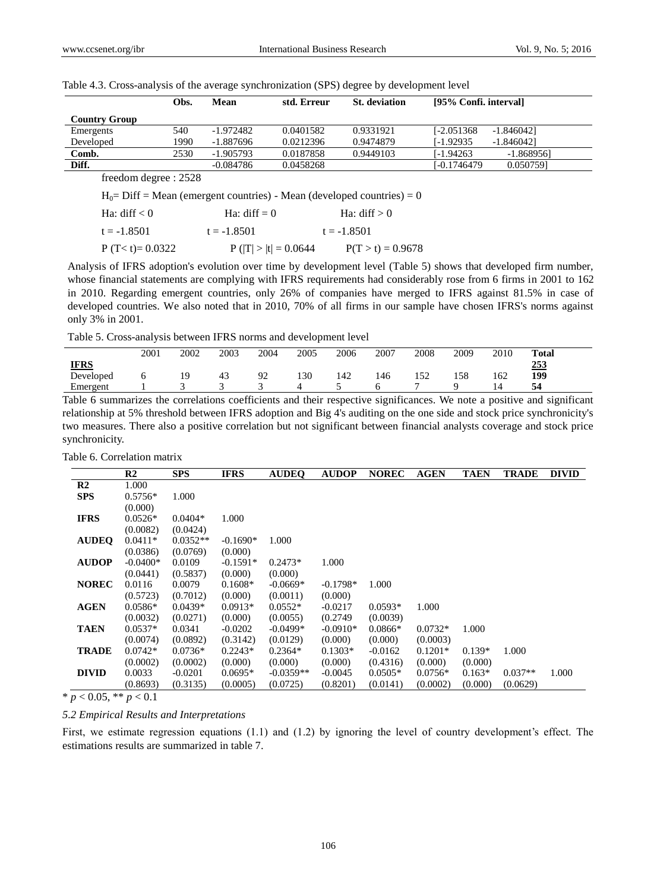Table 4.3. Cross-analysis of the average synchronization (SPS) degree by development level

| | Obs. | Mean | std. Erreur | St. deviation | [95% Confi. interval] | |
|---|---|---|---|---|---|---|
| **Country Group** | | | | | | |
| Emergents | 540 | -1.972482 | 0.0401582 | 0.9331921 | [-2.051368 | -1.846042] |
| Developed | 1990 | -1.887696 | 0.0212396 | 0.9474879 | [-1.92935 | -1.846042] |
| **Comb.** | 2530 | -1.905793 | 0.0187858 | 0.9449103 | [-1.94263 | -1.868956] |
| **Diff.** | | -0.084786 | 0.0458268 | | [-0.1746479 | 0.050759] |

freedom degree : 2528

$H_0$= Diff = Mean (emergent countries) - Mean (developed countries) = 0

| Ha: diff < 0 | Ha: diff = 0 | Ha: diff > 0 |
|---|---|---|
| t = -1.8501 | t = -1.8501 | t = -1.8501 |
| P (T< t)= 0.0322 | P (\|T\| > \|t\| = 0.0644 | P(T > t) = 0.9678 |

Analysis of IFRS adoption's evolution over time by development level (Table 5) shows that developed firm number, whose financial statements are complying with IFRS requirements had considerably rose from 6 firms in 2001 to 162 in 2010. Regarding emergent countries, only 26% of companies have merged to IFRS against 81.5% in case of developed countries. We also noted that in 2010, 70% of all firms in our sample have chosen IFRS's norms against only 3% in 2001.

Table 5. Cross-analysis between IFRS norms and development level

| | 2001 | 2002 | 2003 | 2004 | 2005 | 2006 | 2007 | 2008 | 2009 | 2010 | Total |
|---|---|---|---|---|---|---|---|---|---|---|---|
| **IFRS** | | | | | | | | | | | **253** |
| Developed | 6 | 19 | 43 | 92 | 130 | 142 | 146 | 152 | 158 | 162 | **199** |
| Emergent | 1 | 3 | 3 | 3 | 4 | 5 | 6 | 7 | 9 | 14 | **54** |

Table 6 summarizes the correlations coefficients and their respective significances. We note a positive and significant relationship at 5% threshold between IFRS adoption and Big 4's auditing on the one side and stock price synchronicity's two measures. There also a positive correlation but not significant between financial analysts coverage and stock price synchronicity.

Table 6. Correlation matrix

| | R2 | SPS | IFRS | AUDEQ | AUDOP | NOREC | AGEN | TAEN | TRADE | DIVID |
|---|---|---|---|---|---|---|---|---|---|---|
| **R2** | 1.000 | | | | | | | | | |
| **SPS** | 0.5756* | 1.000 | | | | | | | | |
| | (0.000) | | | | | | | | | |
| **IFRS** | 0.0526* | 0.0404* | 1.000 | | | | | | | |
| | (0.0082) | (0.0424) | | | | | | | | |
| **AUDEQ** | 0.0411* | 0.0352** | -0.1690* | 1.000 | | | | | | |
| | (0.0386) | (0.0769) | (0.000) | | | | | | | |
| **AUDOP** | -0.0400* | 0.0109 | -0.1591* | 0.2473* | 1.000 | | | | | |
| | (0.0441) | (0.5837) | (0.000) | (0.000) | | | | | | |
| **NOREC** | 0.0116 | 0.0079 | 0.1608* | -0.0669* | -0.1798* | 1.000 | | | | |
| | (0.5723) | (0.7012) | (0.000) | (0.0011) | (0.000) | | | | | |
| **AGEN** | 0.0586* | 0.0439* | 0.0913* | 0.0552* | -0.0217 | 0.0593* | 1.000 | | | |
| | (0.0032) | (0.0271) | (0.000) | (0.0055) | (0.2749 | (0.0039) | | | | |
| **TAEN** | 0.0537* | 0.0341 | -0.0202 | -0.0499* | -0.0910* | 0.0866* | 0.0732* | 1.000 | | |
| | (0.0074) | (0.0892) | (0.3142) | (0.0129) | (0.000) | (0.000) | (0.0003) | | | |
| **TRADE** | 0.0742* | 0.0736* | 0.2243* | 0.2364* | 0.1303* | -0.0162 | 0.1201* | 0.139* | 1.000 | |
| | (0.0002) | (0.0002) | (0.000) | (0.000) | (0.000) | (0.4316) | (0.000) | (0.000) | | |
| **DIVID** | 0.0033 | -0.0201 | 0.0695* | -0.0359** | -0.0045 | 0.0505* | 0.0756* | 0.163* | 0.037** | 1.000 |
| | (0.8693) | (0.3135) | (0.0005) | (0.0725) | (0.8201) | (0.0141) | (0.0002) | (0.000) | (0.0629) | |

* $p < 0.05$, ** $p < 0.1$

### 5.2 Empirical Results and Interpretations

First, we estimate regression equations (1.1) and (1.2) by ignoring the level of country development's effect. The estimations results are summarized in table 7.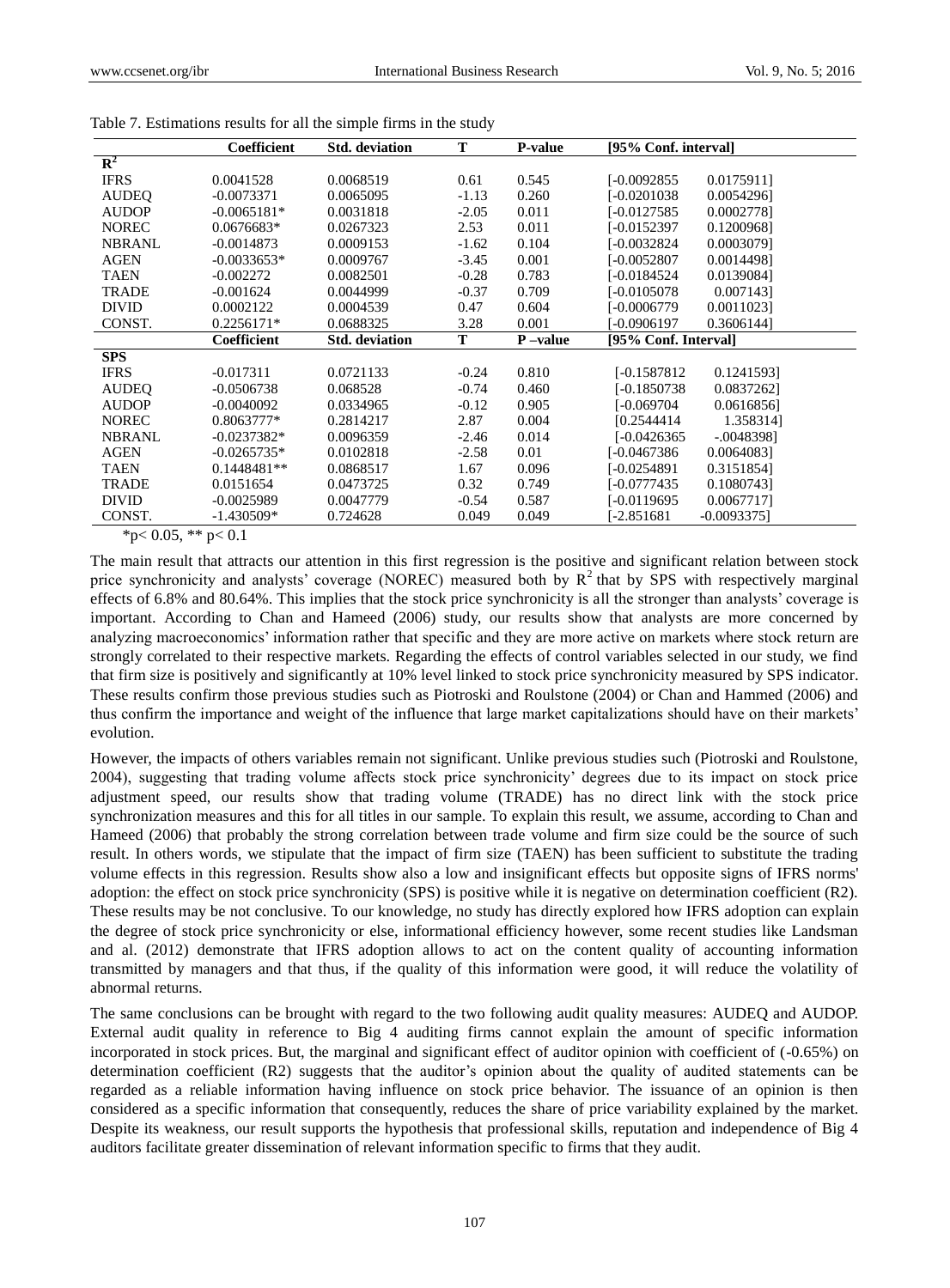Table 7. Estimations results for all the simple firms in the study

| | Coefficient | Std. deviation | T | P-value | [95% Conf. interval] | |
|---|---|---|---|---|---|---|
| $R^2$ | | | | | | |
| IFRS | 0.0041528 | 0.0068519 | 0.61 | 0.545 | [-0.0092855 | 0.0175911] |
| AUDEQ | -0.0073371 | 0.0065095 | -1.13 | 0.260 | [-0.0201038 | 0.0054296] |
| AUDOP | -0.0065181* | 0.0031818 | -2.05 | 0.011 | [-0.0127585 | 0.0002778] |
| NOREC | 0.0676683* | 0.0267323 | 2.53 | 0.011 | [-0.0152397 | 0.1200968] |
| NBRANL | -0.0014873 | 0.0009153 | -1.62 | 0.104 | [-0.0032824 | 0.0003079] |
| AGEN | -0.0033653* | 0.0009767 | -3.45 | 0.001 | [-0.0052807 | 0.0014498] |
| TAEN | -0.002272 | 0.0082501 | -0.28 | 0.783 | [-0.0184524 | 0.0139084] |
| TRADE | -0.001624 | 0.0044999 | -0.37 | 0.709 | [-0.0105078 | 0.007143] |
| DIVID | 0.0002122 | 0.0004539 | 0.47 | 0.604 | [-0.0006779 | 0.0011023] |
| CONST. | 0.2256171* | 0.0688325 | 3.28 | 0.001 | [-0.0906197 | 0.3606144] |
| | **Coefficient** | **Std. deviation** | **T** | **P –value** | **[95% Conf. Interval]** | |
| **SPS** | | | | | | |
| IFRS | -0.017311 | 0.0721133 | -0.24 | 0.810 | [-0.1587812 | 0.1241593] |
| AUDEQ | -0.0506738 | 0.068528 | -0.74 | 0.460 | [-0.1850738 | 0.0837262] |
| AUDOP | -0.0040092 | 0.0334965 | -0.12 | 0.905 | [-0.069704 | 0.0616856] |
| NOREC | 0.8063777* | 0.2814217 | 2.87 | 0.004 | [0.2544414 | 1.358314] |
| NBRANL | -0.0237382* | 0.0096359 | -2.46 | 0.014 | [-0.0426365 | -.0048398] |
| AGEN | -0.0265735* | 0.0102818 | -2.58 | 0.01 | [-0.0467386 | 0.0064083] |
| TAEN | 0.1448481** | 0.0868517 | 1.67 | 0.096 | [-0.0254891 | 0.3151854] |
| TRADE | 0.0151654 | 0.0473725 | 0.32 | 0.749 | [-0.0777435 | 0.1080743] |
| DIVID | -0.0025989 | 0.0047779 | -0.54 | 0.587 | [-0.0119695 | 0.0067717] |
| CONST. | -1.430509* | 0.724628 | 0.049 | 0.049 | [-2.851681 | -0.0093375] |

*$p< 0.05$, ** $p< 0.1$

The main result that attracts our attention in this first regression is the positive and significant relation between stock price synchronicity and analysts' coverage (NOREC) measured both by $R^2$ that by SPS with respectively marginal effects of 6.8% and 80.64%. This implies that the stock price synchronicity is all the stronger than analysts' coverage is important. According to Chan and Hameed (2006) study, our results show that analysts are more concerned by analyzing macroeconomics' information rather that specific and they are more active on markets where stock return are strongly correlated to their respective markets. Regarding the effects of control variables selected in our study, we find that firm size is positively and significantly at 10% level linked to stock price synchronicity measured by SPS indicator. These results confirm those previous studies such as Piotroski and Roulstone (2004) or Chan and Hammed (2006) and thus confirm the importance and weight of the influence that large market capitalizations should have on their markets' evolution.

However, the impacts of others variables remain not significant. Unlike previous studies such (Piotroski and Roulstone, 2004), suggesting that trading volume affects stock price synchronicity' degrees due to its impact on stock price adjustment speed, our results show that trading volume (TRADE) has no direct link with the stock price synchronization measures and this for all titles in our sample. To explain this result, we assume, according to Chan and Hameed (2006) that probably the strong correlation between trade volume and firm size could be the source of such result. In others words, we stipulate that the impact of firm size (TAEN) has been sufficient to substitute the trading volume effects in this regression. Results show also a low and insignificant effects but opposite signs of IFRS norms' adoption: the effect on stock price synchronicity (SPS) is positive while it is negative on determination coefficient (R2). These results may be not conclusive. To our knowledge, no study has directly explored how IFRS adoption can explain the degree of stock price synchronicity or else, informational efficiency however, some recent studies like Landsman and al. (2012) demonstrate that IFRS adoption allows to act on the content quality of accounting information transmitted by managers and that thus, if the quality of this information were good, it will reduce the volatility of abnormal returns.

The same conclusions can be brought with regard to the two following audit quality measures: AUDEQ and AUDOP. External audit quality in reference to Big 4 auditing firms cannot explain the amount of specific information incorporated in stock prices. But, the marginal and significant effect of auditor opinion with coefficient of (-0.65%) on determination coefficient (R2) suggests that the auditor's opinion about the quality of audited statements can be regarded as a reliable information having influence on stock price behavior. The issuance of an opinion is then considered as a specific information that consequently, reduces the share of price variability explained by the market. Despite its weakness, our result supports the hypothesis that professional skills, reputation and independence of Big 4 auditors facilitate greater dissemination of relevant information specific to firms that they audit.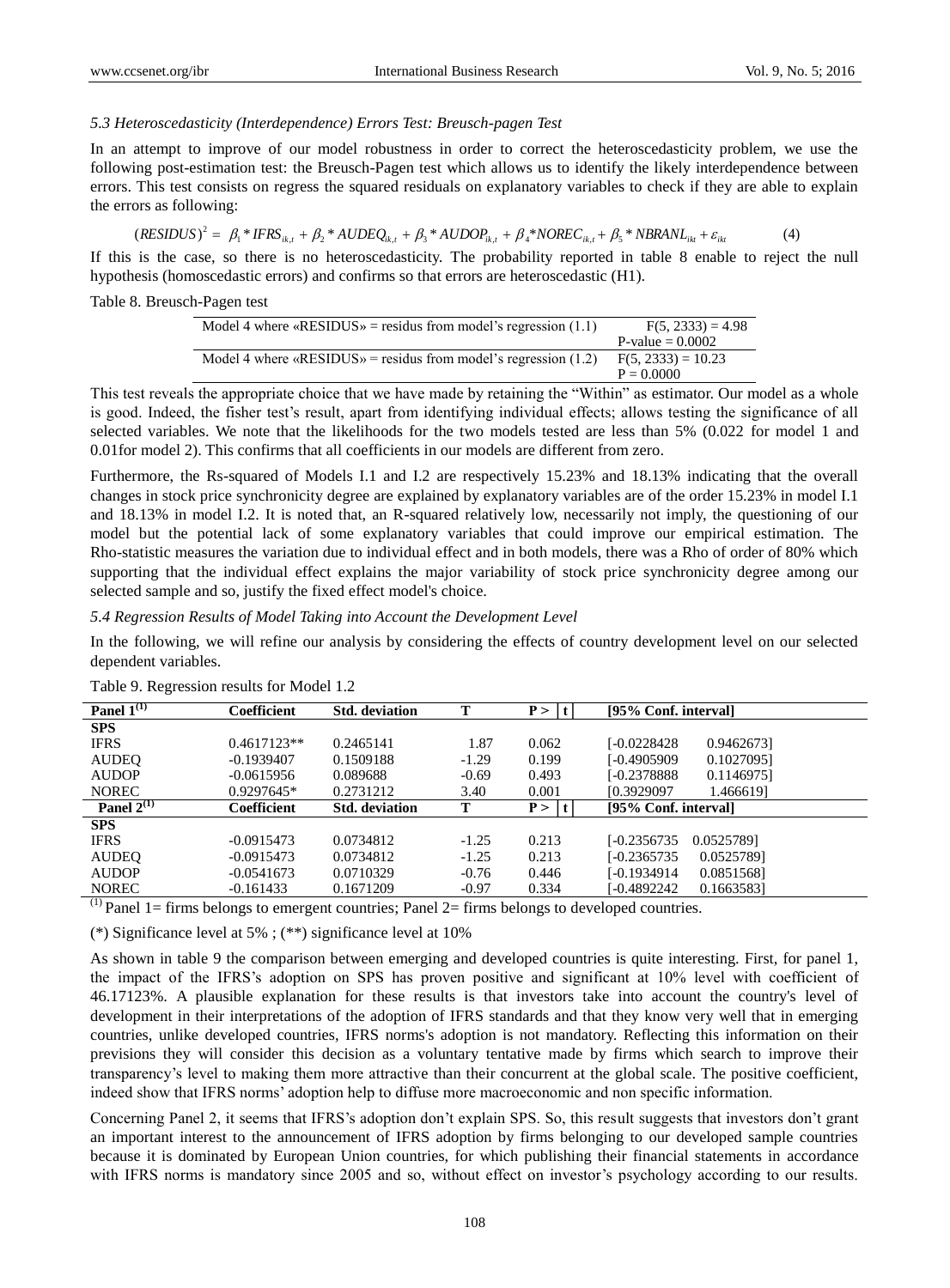*5.3 Heteroscedasticity (Interdependence) Errors Test: Breusch-pagen Test*

In an attempt to improve of our model robustness in order to correct the heteroscedasticity problem, we use the following post-estimation test: the Breusch-Pagen test which allows us to identify the likely interdependence between errors. This test consists on regress the squared residuals on explanatory variables to check if they are able to explain the errors as following:

$$(RESIDUS)^2 = \beta_1 * IFRS_{ik,t} + \beta_2 * AUDEQ_{ik,t} + \beta_3 * AUDOP_{ik,t} + \beta_4 * NOREC_{ik,t} + \beta_5 * NBRANL_{ikt} + \varepsilon_{ikt} \quad (4)$$

If this is the case, so there is no heteroscedasticity. The probability reported in table 8 enable to reject the null hypothesis (homoscedastic errors) and confirms so that errors are heteroscedastic (H1).

Table 8. Breusch-Pagen test

| | |
|---|---|
| Model 4 where «RESIDUS» = residus from model's regression (1.1) | $F(5, 2333) = 4.98$ P-value = 0.0002 |
| Model 4 where «RESIDUS» = residus from model's regression (1.2) | $F(5, 2333) = 10.23$ P = 0.0000 |

This test reveals the appropriate choice that we have made by retaining the "Within" as estimator. Our model as a whole is good. Indeed, the fisher test's result, apart from identifying individual effects; allows testing the significance of all selected variables. We note that the likelihoods for the two models tested are less than 5% (0.022 for model 1 and 0.01for model 2). This confirms that all coefficients in our models are different from zero.

Furthermore, the Rs-squared of Models I.1 and I.2 are respectively 15.23% and 18.13% indicating that the overall changes in stock price synchronicity degree are explained by explanatory variables are of the order 15.23% in model I.1 and 18.13% in model I.2. It is noted that, an R-squared relatively low, necessarily not imply, the questioning of our model but the potential lack of some explanatory variables that could improve our empirical estimation. The Rho-statistic measures the variation due to individual effect and in both models, there was a Rho of order of 80% which supporting that the individual effect explains the major variability of stock price synchronicity degree among our selected sample and so, justify the fixed effect model's choice.

*5.4 Regression Results of Model Taking into Account the Development Level*

In the following, we will refine our analysis by considering the effects of country development level on our selected dependent variables.

Table 9. Regression results for Model 1.2

| Panel 1[(1)] | Coefficient | Std. deviation | T | P > \|t\| | [95% Conf. interval] | |
|---|---|---|---|---|---|---|
| **SPS** | | | | | | |
| IFRS | 0.4617123** | 0.2465141 | 1.87 | 0.062 | [-0.0228428 | 0.9462673] |
| AUDEQ | -0.1939407 | 0.1509188 | -1.29 | 0.199 | [-0.4905909 | 0.1027095] |
| AUDOP | -0.0615956 | 0.089688 | -0.69 | 0.493 | [-0.2378888 | 0.1146975] |
| NOREC | 0.9297645* | 0.2731212 | 3.40 | 0.001 | [0.3929097 | 1.466619] |
| **Panel 2[(1)]** | **Coefficient** | **Std. deviation** | **T** | **P > \|t\|** | **[95% Conf. interval]** | |
| **SPS** | | | | | | |
| IFRS | -0.0915473 | 0.0734812 | -1.25 | 0.213 | [-0.2356735 | 0.0525789] |
| AUDEQ | -0.0915473 | 0.0734812 | -1.25 | 0.213 | [-0.2365735 | 0.0525789] |
| AUDOP | -0.0541673 | 0.0710329 | -0.76 | 0.446 | [-0.1934914 | 0.0851568] |
| NOREC | -0.161433 | 0.1671209 | -0.97 | 0.334 | [-0.4892242 | 0.1663583] |

[(1)] Panel 1= firms belongs to emergent countries; Panel 2= firms belongs to developed countries.

(*) Significance level at 5% ; (**) significance level at 10%

As shown in table 9 the comparison between emerging and developed countries is quite interesting. First, for panel 1, the impact of the IFRS's adoption on SPS has proven positive and significant at 10% level with coefficient of 46.17123%. A plausible explanation for these results is that investors take into account the country's level of development in their interpretations of the adoption of IFRS standards and that they know very well that in emerging countries, unlike developed countries, IFRS norms's adoption is not mandatory. Reflecting this information on their previsions they will consider this decision as a voluntary tentative made by firms which search to improve their transparency's level to making them more attractive than their concurrent at the global scale. The positive coefficient, indeed show that IFRS norms' adoption help to diffuse more macroeconomic and non specific information.

Concerning Panel 2, it seems that IFRS's adoption don't explain SPS. So, this result suggests that investors don't grant an important interest to the announcement of IFRS adoption by firms belonging to our developed sample countries because it is dominated by European Union countries, for which publishing their financial statements in accordance with IFRS norms is mandatory since 2005 and so, without effect on investor's psychology according to our results.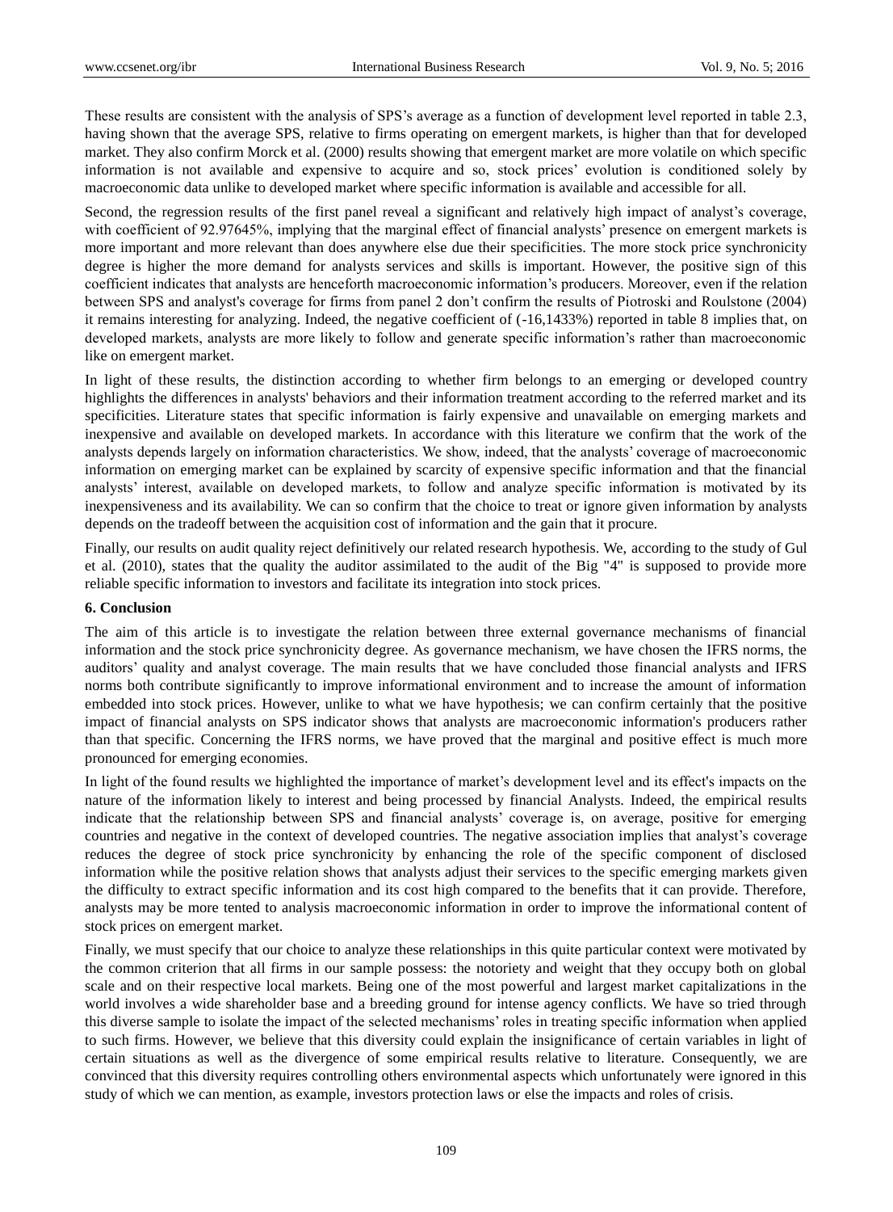These results are consistent with the analysis of SPS's average as a function of development level reported in table 2.3, having shown that the average SPS, relative to firms operating on emergent markets, is higher than that for developed market. They also confirm Morck et al. (2000) results showing that emergent market are more volatile on which specific information is not available and expensive to acquire and so, stock prices' evolution is conditioned solely by macroeconomic data unlike to developed market where specific information is available and accessible for all.

Second, the regression results of the first panel reveal a significant and relatively high impact of analyst's coverage, with coefficient of 92.97645%, implying that the marginal effect of financial analysts' presence on emergent markets is more important and more relevant than does anywhere else due their specificities. The more stock price synchronicity degree is higher the more demand for analysts services and skills is important. However, the positive sign of this coefficient indicates that analysts are henceforth macroeconomic information's producers. Moreover, even if the relation between SPS and analyst's coverage for firms from panel 2 don't confirm the results of Piotroski and Roulstone (2004) it remains interesting for analyzing. Indeed, the negative coefficient of (-16,1433%) reported in table 8 implies that, on developed markets, analysts are more likely to follow and generate specific information's rather than macroeconomic like on emergent market.

In light of these results, the distinction according to whether firm belongs to an emerging or developed country highlights the differences in analysts' behaviors and their information treatment according to the referred market and its specificities. Literature states that specific information is fairly expensive and unavailable on emerging markets and inexpensive and available on developed markets. In accordance with this literature we confirm that the work of the analysts depends largely on information characteristics. We show, indeed, that the analysts' coverage of macroeconomic information on emerging market can be explained by scarcity of expensive specific information and that the financial analysts' interest, available on developed markets, to follow and analyze specific information is motivated by its inexpensiveness and its availability. We can so confirm that the choice to treat or ignore given information by analysts depends on the tradeoff between the acquisition cost of information and the gain that it procure.

Finally, our results on audit quality reject definitively our related research hypothesis. We, according to the study of Gul et al. (2010), states that the quality the auditor assimilated to the audit of the Big "4" is supposed to provide more reliable specific information to investors and facilitate its integration into stock prices.

## 6. Conclusion

The aim of this article is to investigate the relation between three external governance mechanisms of financial information and the stock price synchronicity degree. As governance mechanism, we have chosen the IFRS norms, the auditors' quality and analyst coverage. The main results that we have concluded those financial analysts and IFRS norms both contribute significantly to improve informational environment and to increase the amount of information embedded into stock prices. However, unlike to what we have hypothesis; we can confirm certainly that the positive impact of financial analysts on SPS indicator shows that analysts are macroeconomic information's producers rather than that specific. Concerning the IFRS norms, we have proved that the marginal and positive effect is much more pronounced for emerging economies.

In light of the found results we highlighted the importance of market's development level and its effect's impacts on the nature of the information likely to interest and being processed by financial Analysts. Indeed, the empirical results indicate that the relationship between SPS and financial analysts' coverage is, on average, positive for emerging countries and negative in the context of developed countries. The negative association implies that analyst's coverage reduces the degree of stock price synchronicity by enhancing the role of the specific component of disclosed information while the positive relation shows that analysts adjust their services to the specific emerging markets given the difficulty to extract specific information and its cost high compared to the benefits that it can provide. Therefore, analysts may be more tented to analysis macroeconomic information in order to improve the informational content of stock prices on emergent market.

Finally, we must specify that our choice to analyze these relationships in this quite particular context were motivated by the common criterion that all firms in our sample possess: the notoriety and weight that they occupy both on global scale and on their respective local markets. Being one of the most powerful and largest market capitalizations in the world involves a wide shareholder base and a breeding ground for intense agency conflicts. We have so tried through this diverse sample to isolate the impact of the selected mechanisms' roles in treating specific information when applied to such firms. However, we believe that this diversity could explain the insignificance of certain variables in light of certain situations as well as the divergence of some empirical results relative to literature. Consequently, we are convinced that this diversity requires controlling others environmental aspects which unfortunately were ignored in this study of which we can mention, as example, investors protection laws or else the impacts and roles of crisis.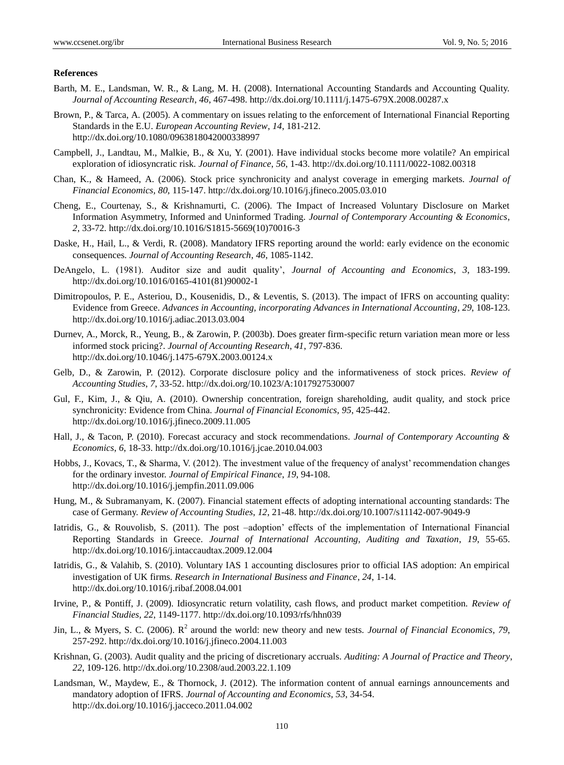**References**

Barth, M. E., Landsman, W. R., & Lang, M. H. (2008). International Accounting Standards and Accounting Quality. *Journal of Accounting Research*, *46*, 467-498. http://dx.doi.org/10.1111/j.1475-679X.2008.00287.x

Brown, P., & Tarca, A. (2005). A commentary on issues relating to the enforcement of International Financial Reporting Standards in the E.U. *European Accounting Review*, *14*, 181-212. http://dx.doi.org/10.1080/0963818042000338997

Campbell, J., Landtau, M., Malkie, B., & Xu, Y. (2001). Have individual stocks become more volatile? An empirical exploration of idiosyncratic risk. *Journal of Finance*, *56*, 1-43. http://dx.doi.org/10.1111/0022-1082.00318

Chan, K., & Hameed, A. (2006). Stock price synchronicity and analyst coverage in emerging markets. *Journal of Financial Economics, 80*, 115-147. http://dx.doi.org/10.1016/j.jfineco.2005.03.010

Cheng, E., Courtenay, S., & Krishnamurti, C. (2006). The Impact of Increased Voluntary Disclosure on Market Information Asymmetry, Informed and Uninformed Trading. *Journal of Contemporary Accounting & Economics*, *2*, 33-72. http://dx.doi.org/10.1016/S1815-5669(10)70016-3

Daske, H., Hail, L., & Verdi, R. (2008). Mandatory IFRS reporting around the world: early evidence on the economic consequences. *Journal of Accounting Research*, *46*, 1085-1142.

DeAngelo, L. (1981). Auditor size and audit quality', *Journal of Accounting and Economics*, *3*, 183-199. http://dx.doi.org/10.1016/0165-4101(81)90002-1

Dimitropoulos, P. E., Asteriou, D., Kousenidis, D., & Leventis, S. (2013). The impact of IFRS on accounting quality: Evidence from Greece. *Advances in Accounting, incorporating Advances in International Accounting*, *29*, 108-123. http://dx.doi.org/10.1016/j.adiac.2013.03.004

Durnev, A., Morck, R., Yeung, B., & Zarowin, P. (2003b). Does greater firm-specific return variation mean more or less informed stock pricing?. *Journal of Accounting Research*, *41*, 797-836. http://dx.doi.org/10.1046/j.1475-679X.2003.00124.x

Gelb, D., & Zarowin, P. (2012). Corporate disclosure policy and the informativeness of stock prices. *Review of Accounting Studies*, *7*, 33-52. http://dx.doi.org/10.1023/A:1017927530007

Gul, F., Kim, J., & Qiu, A. (2010). Ownership concentration, foreign shareholding, audit quality, and stock price synchronicity: Evidence from China. *Journal of Financial Economics, 95*, 425-442. http://dx.doi.org/10.1016/j.jfineco.2009.11.005

Hall, J., & Tacon, P. (2010). Forecast accuracy and stock recommendations. *Journal of Contemporary Accounting & Economics*, *6*, 18-33. http://dx.doi.org/10.1016/j.jcae.2010.04.003

Hobbs, J., Kovacs, T., & Sharma, V. (2012). The investment value of the frequency of analyst' recommendation changes for the ordinary investor. *Journal of Empirical Finance*, *19*, 94-108. http://dx.doi.org/10.1016/j.jempfin.2011.09.006

Hung, M., & Subramanyam, K. (2007). Financial statement effects of adopting international accounting standards: The case of Germany. *Review of Accounting Studies*, *12*, 21-48. http://dx.doi.org/10.1007/s11142-007-9049-9

Iatridis, G., & Rouvolisb, S. (2011). The post –adoption' effects of the implementation of International Financial Reporting Standards in Greece. *Journal of International Accounting, Auditing and Taxation*, *19*, 55-65. http://dx.doi.org/10.1016/j.intaccaudtax.2009.12.004

Iatridis, G., & Valahib, S. (2010). Voluntary IAS 1 accounting disclosures prior to official IAS adoption: An empirical investigation of UK firms. *Research in International Business and Finance*, *24*, 1-14. http://dx.doi.org/10.1016/j.ribaf.2008.04.001

Irvine, P., & Pontiff, J. (2009). Idiosyncratic return volatility, cash flows, and product market competition. *Review of Financial Studies, 22*, 1149-1177. http://dx.doi.org/10.1093/rfs/hhn039

Jin, L., & Myers, S. C. (2006). $R^2$ around the world: new theory and new tests. *Journal of Financial Economics*, *79*, 257-292. http://dx.doi.org/10.1016/j.jfineco.2004.11.003

Krishnan, G. (2003). Audit quality and the pricing of discretionary accruals. *Auditing: A Journal of Practice and Theory*, *22*, 109-126. http://dx.doi.org/10.2308/aud.2003.22.1.109

Landsman, W., Maydew, E., & Thornock, J. (2012). The information content of annual earnings announcements and mandatory adoption of IFRS. *Journal of Accounting and Economics, 53*, 34-54. http://dx.doi.org/10.1016/j.jacceco.2011.04.002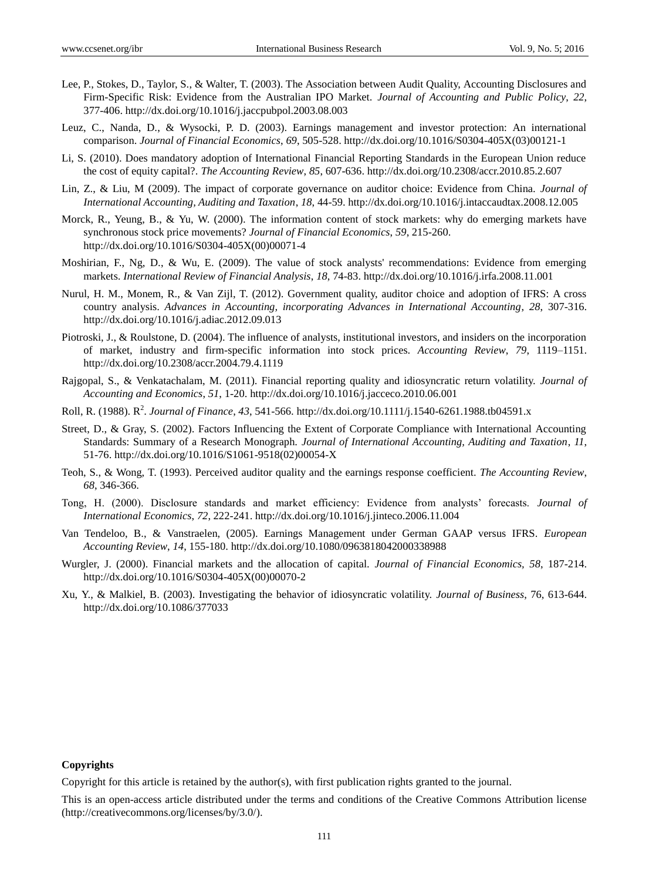Lee, P., Stokes, D., Taylor, S., & Walter, T. (2003). The Association between Audit Quality, Accounting Disclosures and Firm-Specific Risk: Evidence from the Australian IPO Market. *Journal of Accounting and Public Policy*, *22*, 377-406. http://dx.doi.org/10.1016/j.jaccpubpol.2003.08.003

Leuz, C., Nanda, D., & Wysocki, P. D. (2003). Earnings management and investor protection: An international comparison. *Journal of Financial Economics*, *69*, 505-528. http://dx.doi.org/10.1016/S0304-405X(03)00121-1

Li, S. (2010). Does mandatory adoption of International Financial Reporting Standards in the European Union reduce the cost of equity capital?. *The Accounting Review*, *85*, 607-636. http://dx.doi.org/10.2308/accr.2010.85.2.607

Lin, Z., & Liu, M (2009). The impact of corporate governance on auditor choice: Evidence from China. *Journal of International Accounting, Auditing and Taxation*, *18*, 44-59. http://dx.doi.org/10.1016/j.intaccaudtax.2008.12.005

Morck, R., Yeung, B., & Yu, W. (2000). The information content of stock markets: why do emerging markets have synchronous stock price movements? *Journal of Financial Economics*, *59*, 215-260. http://dx.doi.org/10.1016/S0304-405X(00)00071-4

Moshirian, F., Ng, D., & Wu, E. (2009). The value of stock analysts' recommendations: Evidence from emerging markets. *International Review of Financial Analysis*, *18*, 74-83. http://dx.doi.org/10.1016/j.irfa.2008.11.001

Nurul, H. M., Monem, R., & Van Zijl, T. (2012). Government quality, auditor choice and adoption of IFRS: A cross country analysis. *Advances in Accounting, incorporating Advances in International Accounting*, *28*, 307-316. http://dx.doi.org/10.1016/j.adiac.2012.09.013

Piotroski, J., & Roulstone, D. (2004). The influence of analysts, institutional investors, and insiders on the incorporation of market, industry and firm-specific information into stock prices. *Accounting Review*, *79*, 1119–1151. http://dx.doi.org/10.2308/accr.2004.79.4.1119

Rajgopal, S., & Venkatachalam, M. (2011). Financial reporting quality and idiosyncratic return volatility. *Journal of Accounting and Economics*, *51*, 1-20. http://dx.doi.org/10.1016/j.jacceco.2010.06.001

Roll, R. (1988). $R^2$. *Journal of Finance*, *43*, 541-566. http://dx.doi.org/10.1111/j.1540-6261.1988.tb04591.x

Street, D., & Gray, S. (2002). Factors Influencing the Extent of Corporate Compliance with International Accounting Standards: Summary of a Research Monograph. *Journal of International Accounting, Auditing and Taxation*, *11*, 51-76. http://dx.doi.org/10.1016/S1061-9518(02)00054-X

Teoh, S., & Wong, T. (1993). Perceived auditor quality and the earnings response coefficient. *The Accounting Review*, *68*, 346-366.

Tong, H. (2000). Disclosure standards and market efficiency: Evidence from analysts' forecasts. *Journal of International Economics*, *72*, 222-241. http://dx.doi.org/10.1016/j.jinteco.2006.11.004

Van Tendeloo, B., & Vanstraelen, (2005). Earnings Management under German GAAP versus IFRS. *European Accounting Review*, *14*, 155-180. http://dx.doi.org/10.1080/0963818042000338988

Wurgler, J. (2000). Financial markets and the allocation of capital. *Journal of Financial Economics, 58*, 187-214. http://dx.doi.org/10.1016/S0304-405X(00)00070-2

Xu, Y., & Malkiel, B. (2003). Investigating the behavior of idiosyncratic volatility. *Journal of Business,* 76, 613-644. http://dx.doi.org/10.1086/377033

**Copyrights**

Copyright for this article is retained by the author(s), with first publication rights granted to the journal.

This is an open-access article distributed under the terms and conditions of the Creative Commons Attribution license (http://creativecommons.org/licenses/by/3.0/).